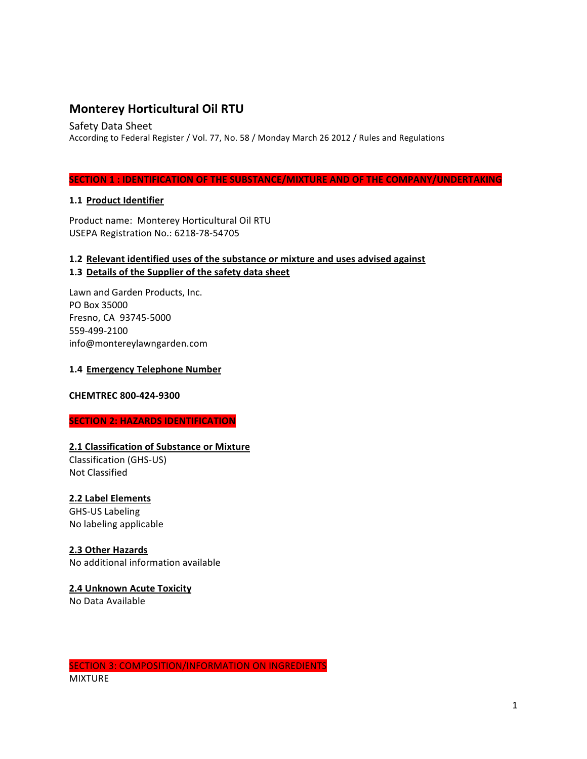# Monterey Horticultural Oil RTU

Safety Data Sheet

According to Federal Register / Vol. 77, No. 58 / Monday March 26 2012 / Rules and Regulations

## SECTION 1 : IDENTIFICATION OF THE SUBSTANCE/MIXTURE AND OF THE COMPANY/UNDERTAKING

### 1.1 Product Identifier

Product name: Monterey Horticultural Oil RTU
USEPA Registration No.: 6218-78-54705

### 1.2 Relevant identified uses of the substance or mixture and uses advised against

### 1.3 Details of the Supplier of the safety data sheet

Lawn and Garden Products, Inc.
PO Box 35000
Fresno, CA 93745-5000
559-499-2100
info@montereylawngarden.com

### 1.4 Emergency Telephone Number

**CHEMTREC 800-424-9300**

## SECTION 2: HAZARDS IDENTIFICATION

### 2.1 Classification of Substance or Mixture

Classification (GHS-US)
Not Classified

### 2.2 Label Elements

GHS-US Labeling
No labeling applicable

### 2.3 Other Hazards

No additional information available

### 2.4 Unknown Acute Toxicity

No Data Available

## SECTION 3: COMPOSITION/INFORMATION ON INGREDIENTS

MIXTURE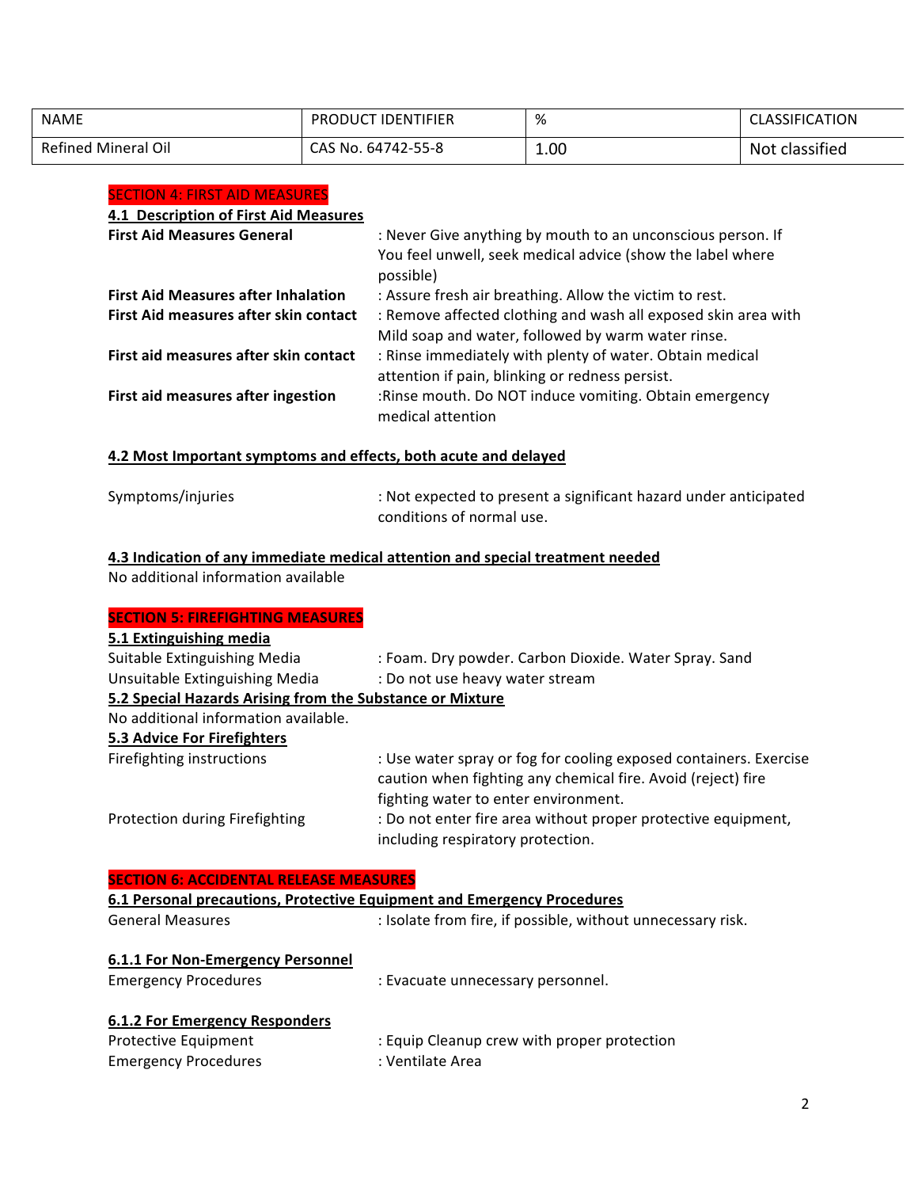| NAME | PRODUCT IDENTIFIER | % | CLASSIFICATION |
| --- | --- | --- | --- |
| Refined Mineral Oil | CAS No. 64742-55-8 | 1.00 | Not classified |

## SECTION 4: FIRST AID MEASURES

### 4.1 Description of First Aid Measures

**First Aid Measures General** : Never Give anything by mouth to an unconscious person. If You feel unwell, seek medical advice (show the label where possible)

**First Aid Measures after Inhalation** : Assure fresh air breathing. Allow the victim to rest.

**First Aid measures after skin contact** : Remove affected clothing and wash all exposed skin area with Mild soap and water, followed by warm water rinse.

**First aid measures after skin contact** : Rinse immediately with plenty of water. Obtain medical attention if pain, blinking or redness persist.

**First aid measures after ingestion** :Rinse mouth. Do NOT induce vomiting. Obtain emergency medical attention

### 4.2 Most Important symptoms and effects, both acute and delayed

Symptoms/injuries : Not expected to present a significant hazard under anticipated conditions of normal use.

### 4.3 Indication of any immediate medical attention and special treatment needed

No additional information available

## SECTION 5: FIREFIGHTING MEASURES

### 5.1 Extinguishing media

Suitable Extinguishing Media : Foam. Dry powder. Carbon Dioxide. Water Spray. Sand

Unsuitable Extinguishing Media : Do not use heavy water stream

### 5.2 Special Hazards Arising from the Substance or Mixture

No additional information available.

### 5.3 Advice For Firefighters

Firefighting instructions : Use water spray or fog for cooling exposed containers. Exercise caution when fighting any chemical fire. Avoid (reject) fire fighting water to enter environment.

Protection during Firefighting : Do not enter fire area without proper protective equipment, including respiratory protection.

## SECTION 6: ACCIDENTAL RELEASE MEASURES

### 6.1 Personal precautions, Protective Equipment and Emergency Procedures

General Measures : Isolate from fire, if possible, without unnecessary risk.

#### 6.1.1 For Non-Emergency Personnel

Emergency Procedures : Evacuate unnecessary personnel.

#### 6.1.2 For Emergency Responders

Protective Equipment : Equip Cleanup crew with proper protection

Emergency Procedures : Ventilate Area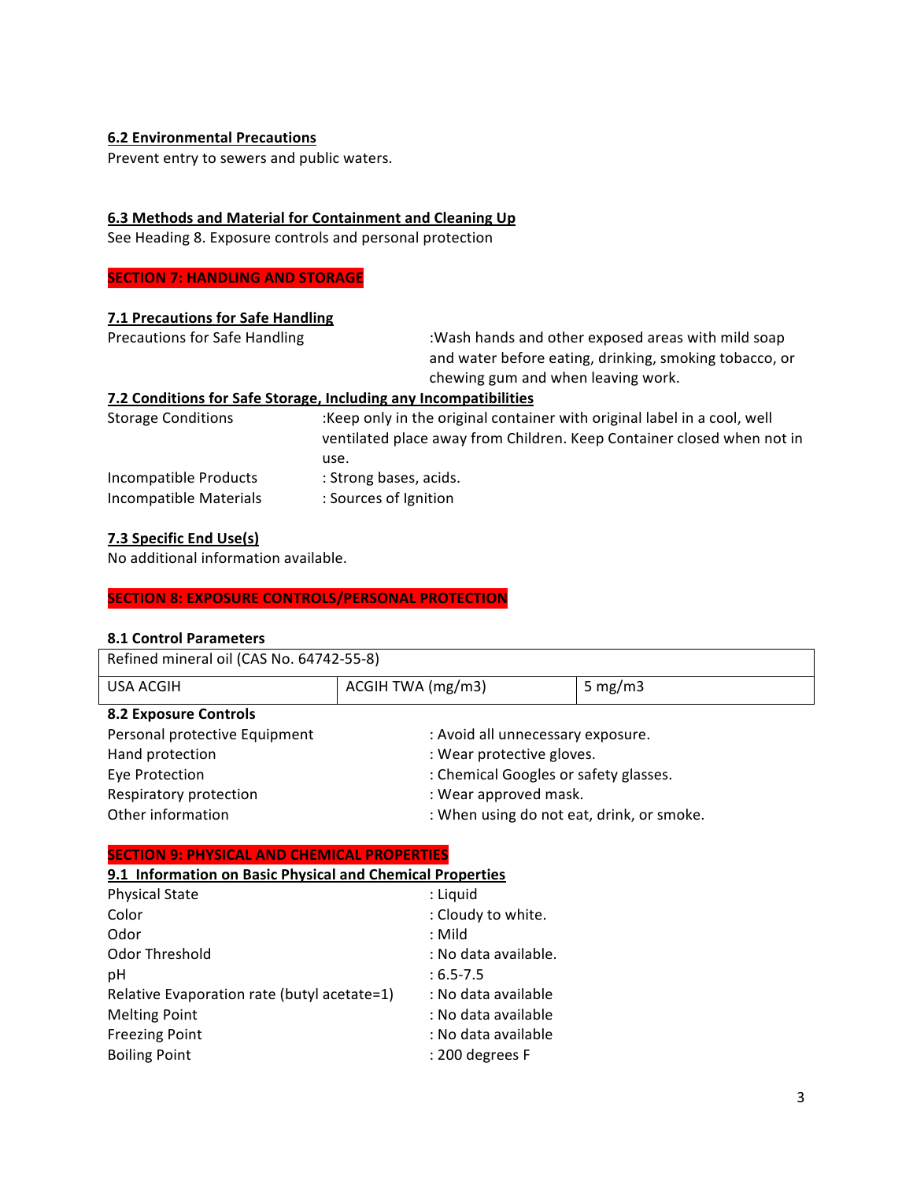### 6.2 Environmental Precautions

Prevent entry to sewers and public waters.

### 6.3 Methods and Material for Containment and Cleaning Up

See Heading 8. Exposure controls and personal protection

## SECTION 7: HANDLING AND STORAGE

### 7.1 Precautions for Safe Handling

Precautions for Safe Handling :Wash hands and other exposed areas with mild soap and water before eating, drinking, smoking tobacco, or chewing gum and when leaving work.

### 7.2 Conditions for Safe Storage, Including any Incompatibilities

Storage Conditions :Keep only in the original container with original label in a cool, well ventilated place away from Children. Keep Container closed when not in use.

Incompatible Products : Strong bases, acids.

Incompatible Materials : Sources of Ignition

### 7.3 Specific End Use(s)

No additional information available.

## SECTION 8: EXPOSURE CONTROLS/PERSONAL PROTECTION

### 8.1 Control Parameters

| Refined mineral oil (CAS No. 64742-55-8) | | |
|---|---|---|
| USA ACGIH | ACGIH TWA (mg/m3) | 5 mg/m3 |

### 8.2 Exposure Controls

Personal protective Equipment : Avoid all unnecessary exposure.

Hand protection : Wear protective gloves.

Eye Protection : Chemical Googles or safety glasses.

Respiratory protection : Wear approved mask.

Other information : When using do not eat, drink, or smoke.

## SECTION 9: PHYSICAL AND CHEMICAL PROPERTIES

### 9.1 Information on Basic Physical and Chemical Properties

Physical State : Liquid

Color : Cloudy to white.

Odor : Mild

Odor Threshold : No data available.

pH : 6.5-7.5

Relative Evaporation rate (butyl acetate=1) : No data available

Melting Point : No data available

Freezing Point : No data available

Boiling Point : 200 degrees F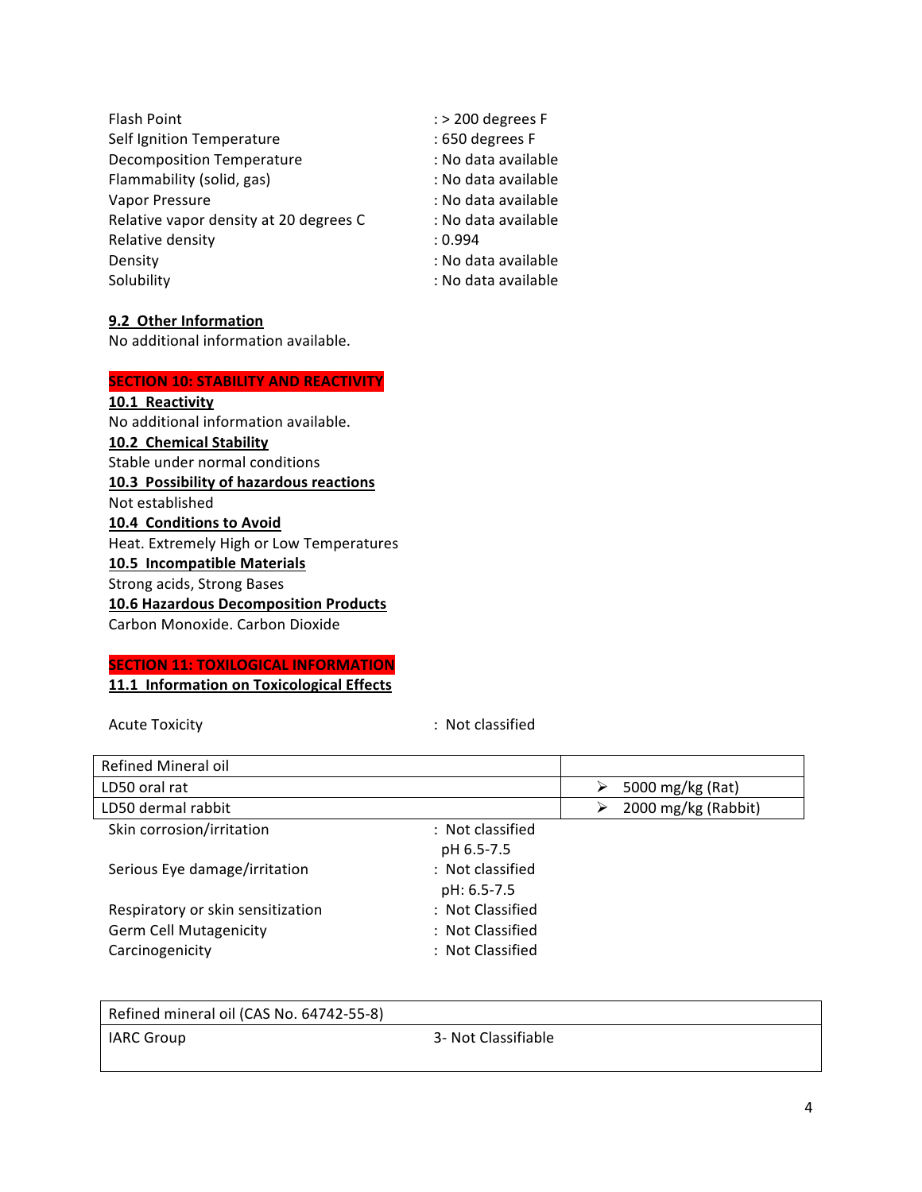| | |
|---|---|
| Flash Point | : > 200 degrees F |
| Self Ignition Temperature | : 650 degrees F |
| Decomposition Temperature | : No data available |
| Flammability (solid, gas) | : No data available |
| Vapor Pressure | : No data available |
| Relative vapor density at 20 degrees C | : No data available |
| Relative density | : 0.994 |
| Density | : No data available |
| Solubility | : No data available |

### 9.2 Other Information

No additional information available.

## SECTION 10: STABILITY AND REACTIVITY

### 10.1 Reactivity

No additional information available.

### 10.2 Chemical Stability

Stable under normal conditions

### 10.3 Possibility of hazardous reactions

Not established

### 10.4 Conditions to Avoid

Heat. Extremely High or Low Temperatures

### 10.5 Incompatible Materials

Strong acids, Strong Bases

### 10.6 Hazardous Decomposition Products

Carbon Monoxide. Carbon Dioxide

## SECTION 11: TOXILOGICAL INFORMATION

### 11.1 Information on Toxicological Effects

Acute Toxicity : Not classified

| Refined Mineral oil | |
|---|---|
| LD50 oral rat | ➢ 5000 mg/kg (Rat) |
| LD50 dermal rabbit | ➢ 2000 mg/kg (Rabbit) |

| | |
|---|---|
| Skin corrosion/irritation | : Not classified<br>pH 6.5-7.5 |
| Serious Eye damage/irritation | : Not classified<br>pH: 6.5-7.5 |
| Respiratory or skin sensitization | : Not Classified |
| Germ Cell Mutagenicity | : Not Classified |
| Carcinogenicity | : Not Classified |

| Refined mineral oil (CAS No. 64742-55-8) | |
|---|---|
| IARC Group | 3- Not Classifiable |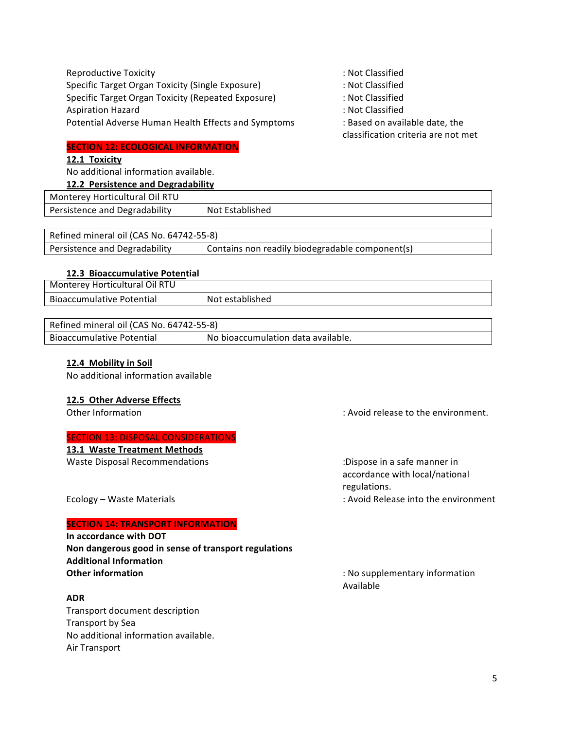Reproductive Toxicity : Not Classified

Specific Target Organ Toxicity (Single Exposure) : Not Classified

Specific Target Organ Toxicity (Repeated Exposure) : Not Classified

Aspiration Hazard : Not Classified

Potential Adverse Human Health Effects and Symptoms : Based on available date, the classification criteria are not met

## SECTION 12: ECOLOGICAL INFORMATION

### 12.1 Toxicity

No additional information available.

### 12.2 Persistence and Degradability

| Monterey Horticultural Oil RTU | |
|---|---|
| Persistence and Degradability | Not Established |

| Refined mineral oil (CAS No. 64742-55-8) | |
|---|---|
| Persistence and Degradability | Contains non readily biodegradable component(s) |

### 12.3 Bioaccumulative Potential

| Monterey Horticultural Oil RTU | |
|---|---|
| Bioaccumulative Potential | Not established |

| Refined mineral oil (CAS No. 64742-55-8) | |
|---|---|
| Bioaccumulative Potential | No bioaccumulation data available. |

### 12.4 Mobility in Soil

No additional information available

### 12.5 Other Adverse Effects

Other Information : Avoid release to the environment.

## SECTION 13: DISPOSAL CONSIDERATIONS

### 13.1 Waste Treatment Methods

Waste Disposal Recommendations :Dispose in a safe manner in accordance with local/national regulations.

Ecology – Waste Materials : Avoid Release into the environment

## SECTION 14: TRANSPORT INFORMATION

**In accordance with DOT**

**Non dangerous good in sense of transport regulations**

**Additional Information**

**Other information** : No supplementary information Available

**ADR**

Transport document description

Transport by Sea

No additional information available.

Air Transport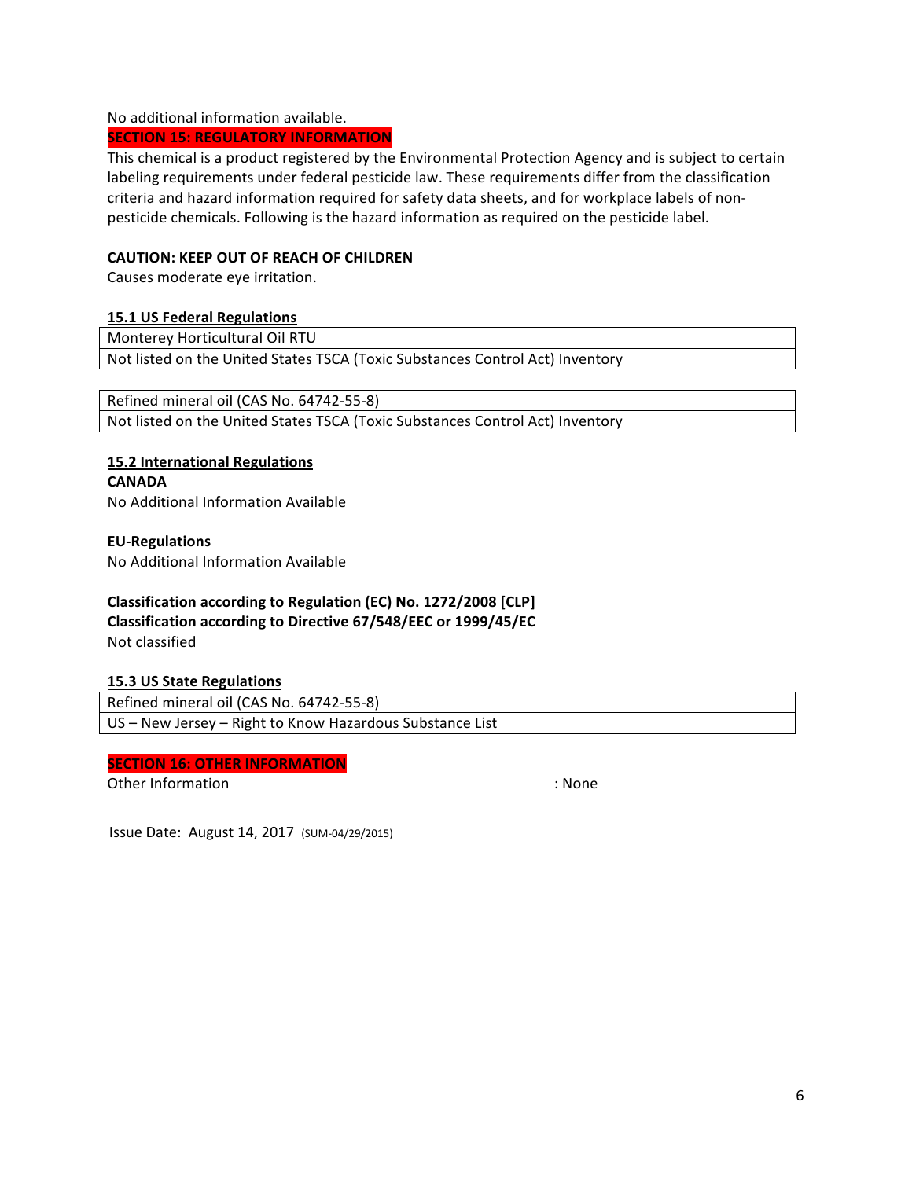No additional information available.

## SECTION 15: REGULATORY INFORMATION

This chemical is a product registered by the Environmental Protection Agency and is subject to certain labeling requirements under federal pesticide law. These requirements differ from the classification criteria and hazard information required for safety data sheets, and for workplace labels of non-pesticide chemicals. Following is the hazard information as required on the pesticide label.

**CAUTION: KEEP OUT OF REACH OF CHILDREN**

Causes moderate eye irritation.

### 15.1 US Federal Regulations

| |
|---|
| Monterey Horticultural Oil RTU |
| Not listed on the United States TSCA (Toxic Substances Control Act) Inventory |

| |
|---|
| Refined mineral oil (CAS No. 64742-55-8) |
| Not listed on the United States TSCA (Toxic Substances Control Act) Inventory |

### 15.2 International Regulations

**CANADA**

No Additional Information Available

**EU-Regulations**

No Additional Information Available

**Classification according to Regulation (EC) No. 1272/2008 [CLP]**

**Classification according to Directive 67/548/EEC or 1999/45/EC**

Not classified

### 15.3 US State Regulations

| |
|---|
| Refined mineral oil (CAS No. 64742-55-8) |
| US – New Jersey – Right to Know Hazardous Substance List |

## SECTION 16: OTHER INFORMATION

Other Information : None

Issue Date: August 14, 2017 (SUM-04/29/2015)